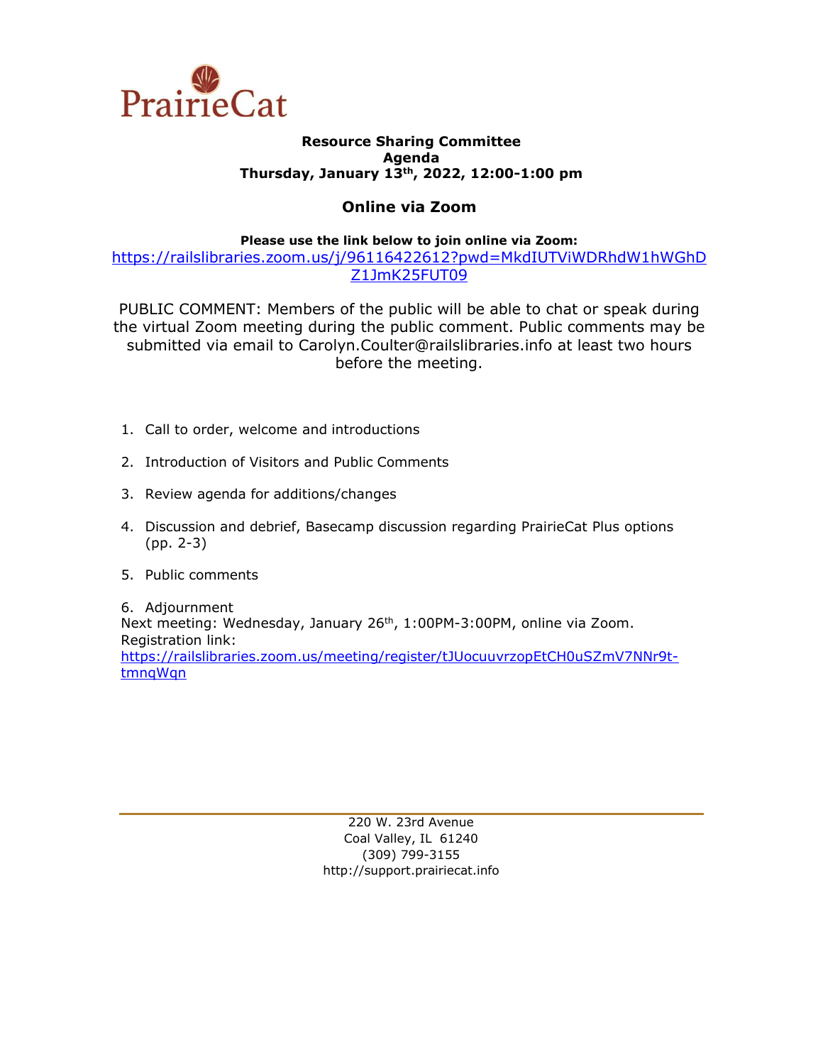PrairieCat

**Resource Sharing Committee**
**Agenda**
**Thursday, January 13th, 2022, 12:00-1:00 pm**

## Online via Zoom

**Please use the link below to join online via Zoom:**
https://railslibraries.zoom.us/j/96116422612?pwd=MkdIUTViWDRhdW1hWGhDZ1JmK25FUT09

PUBLIC COMMENT: Members of the public will be able to chat or speak during the virtual Zoom meeting during the public comment. Public comments may be submitted via email to Carolyn.Coulter@railslibraries.info at least two hours before the meeting.

1. Call to order, welcome and introductions
2. Introduction of Visitors and Public Comments
3. Review agenda for additions/changes
4. Discussion and debrief, Basecamp discussion regarding PrairieCat Plus options (pp. 2-3)
5. Public comments
6. Adjournment

Next meeting: Wednesday, January 26th, 1:00PM-3:00PM, online via Zoom.
Registration link:
https://railslibraries.zoom.us/meeting/register/tJUocuuvrzopEtCH0uSZmV7NNr9t-tmnqWqn

220 W. 23rd Avenue
Coal Valley, IL 61240
(309) 799-3155
http://support.prairiecat.info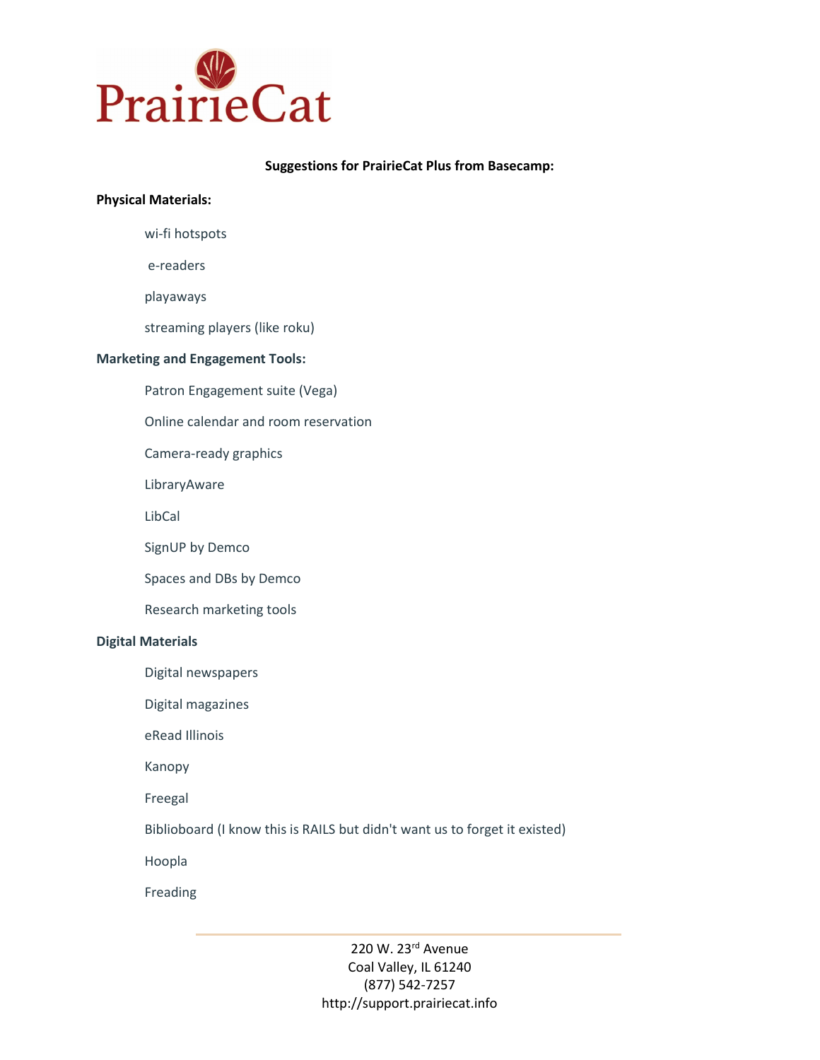**Suggestions for PrairieCat Plus from Basecamp:**

**Physical Materials:**

- wi-fi hotspots
- e-readers
- playaways
- streaming players (like roku)

**Marketing and Engagement Tools:**

- Patron Engagement suite (Vega)
- Online calendar and room reservation
- Camera-ready graphics
- LibraryAware
- LibCal
- SignUP by Demco
- Spaces and DBs by Demco
- Research marketing tools

**Digital Materials**

- Digital newspapers
- Digital magazines
- eRead Illinois
- Kanopy
- Freegal
- Biblioboard (I know this is RAILS but didn't want us to forget it existed)
- Hoopla
- Freading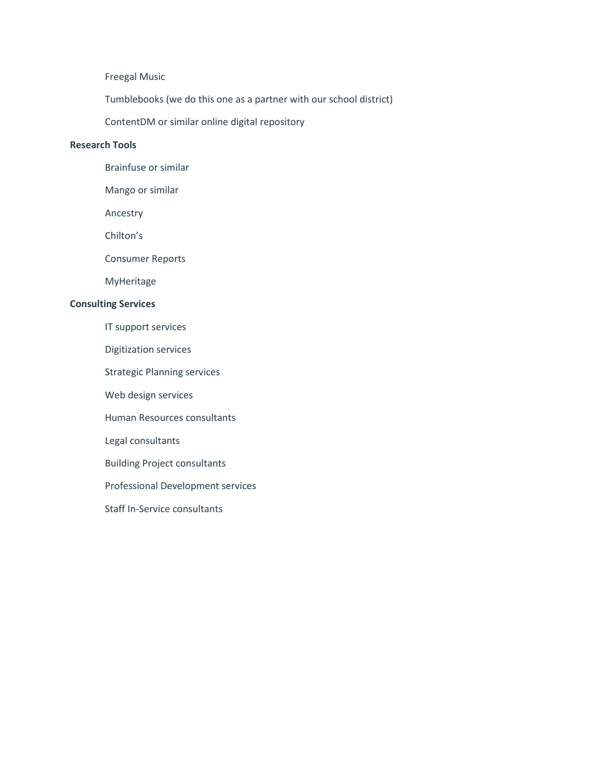- Freegal Music
- Tumblebooks (we do this one as a partner with our school district)
- ContentDM or similar online digital repository

**Research Tools**

- Brainfuse or similar
- Mango or similar
- Ancestry
- Chilton's
- Consumer Reports
- MyHeritage

**Consulting Services**

- IT support services
- Digitization services
- Strategic Planning services
- Web design services
- Human Resources consultants
- Legal consultants
- Building Project consultants
- Professional Development services
- Staff In-Service consultants